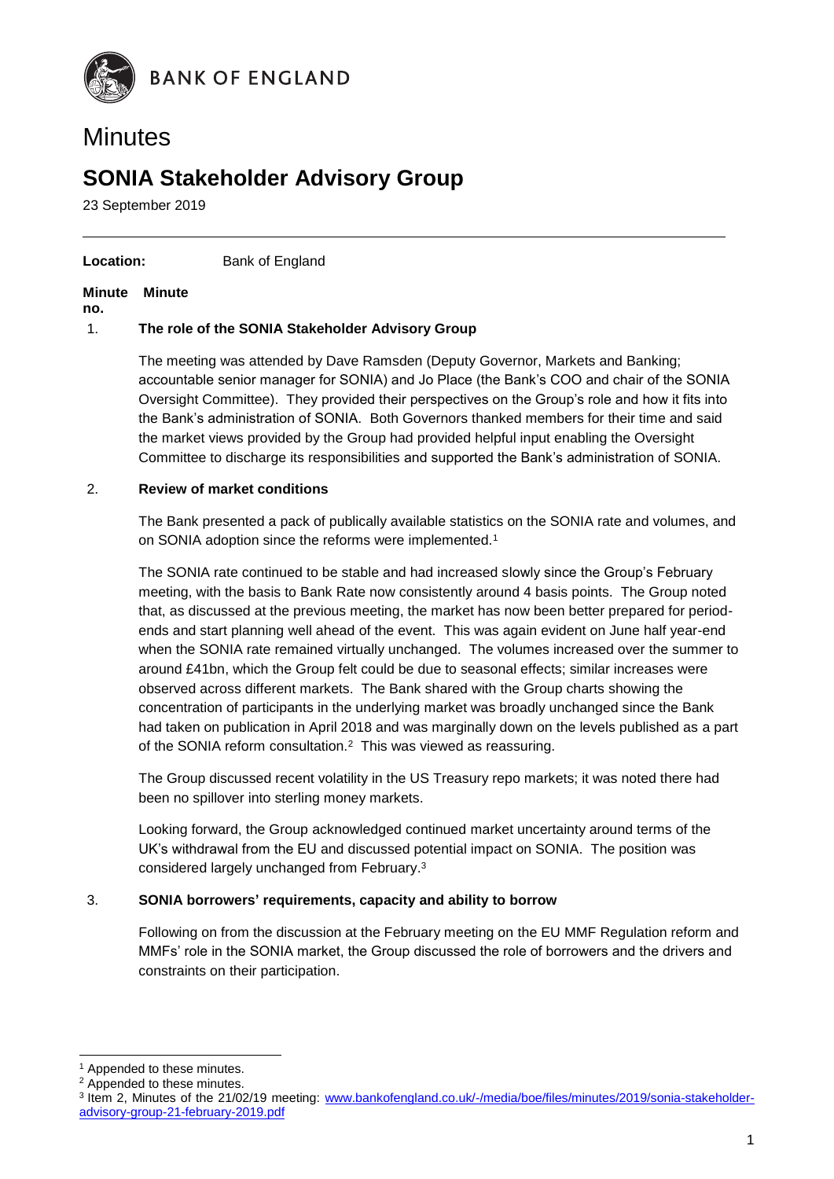BANK OF ENGLAND

# Minutes

## SONIA Stakeholder Advisory Group

23 September 2019

**Location:** Bank of England

| Minute no. | Minute |
| --- | --- |

### 1. The role of the SONIA Stakeholder Advisory Group

The meeting was attended by Dave Ramsden (Deputy Governor, Markets and Banking; accountable senior manager for SONIA) and Jo Place (the Bank's COO and chair of the SONIA Oversight Committee). They provided their perspectives on the Group's role and how it fits into the Bank's administration of SONIA. Both Governors thanked members for their time and said the market views provided by the Group had provided helpful input enabling the Oversight Committee to discharge its responsibilities and supported the Bank's administration of SONIA.

### 2. Review of market conditions

The Bank presented a pack of publically available statistics on the SONIA rate and volumes, and on SONIA adoption since the reforms were implemented.[1]

The SONIA rate continued to be stable and had increased slowly since the Group's February meeting, with the basis to Bank Rate now consistently around 4 basis points. The Group noted that, as discussed at the previous meeting, the market has now been better prepared for period-ends and start planning well ahead of the event. This was again evident on June half year-end when the SONIA rate remained virtually unchanged. The volumes increased over the summer to around £41bn, which the Group felt could be due to seasonal effects; similar increases were observed across different markets. The Bank shared with the Group charts showing the concentration of participants in the underlying market was broadly unchanged since the Bank had taken on publication in April 2018 and was marginally down on the levels published as a part of the SONIA reform consultation.[2] This was viewed as reassuring.

The Group discussed recent volatility in the US Treasury repo markets; it was noted there had been no spillover into sterling money markets.

Looking forward, the Group acknowledged continued market uncertainty around terms of the UK's withdrawal from the EU and discussed potential impact on SONIA. The position was considered largely unchanged from February.[3]

### 3. SONIA borrowers' requirements, capacity and ability to borrow

Following on from the discussion at the February meeting on the EU MMF Regulation reform and MMFs' role in the SONIA market, the Group discussed the role of borrowers and the drivers and constraints on their participation.

---

[1] Appended to these minutes.

[2] Appended to these minutes.

[3] Item 2, Minutes of the 21/02/19 meeting: www.bankofengland.co.uk/-/media/boe/files/minutes/2019/sonia-stakeholder-advisory-group-21-february-2019.pdf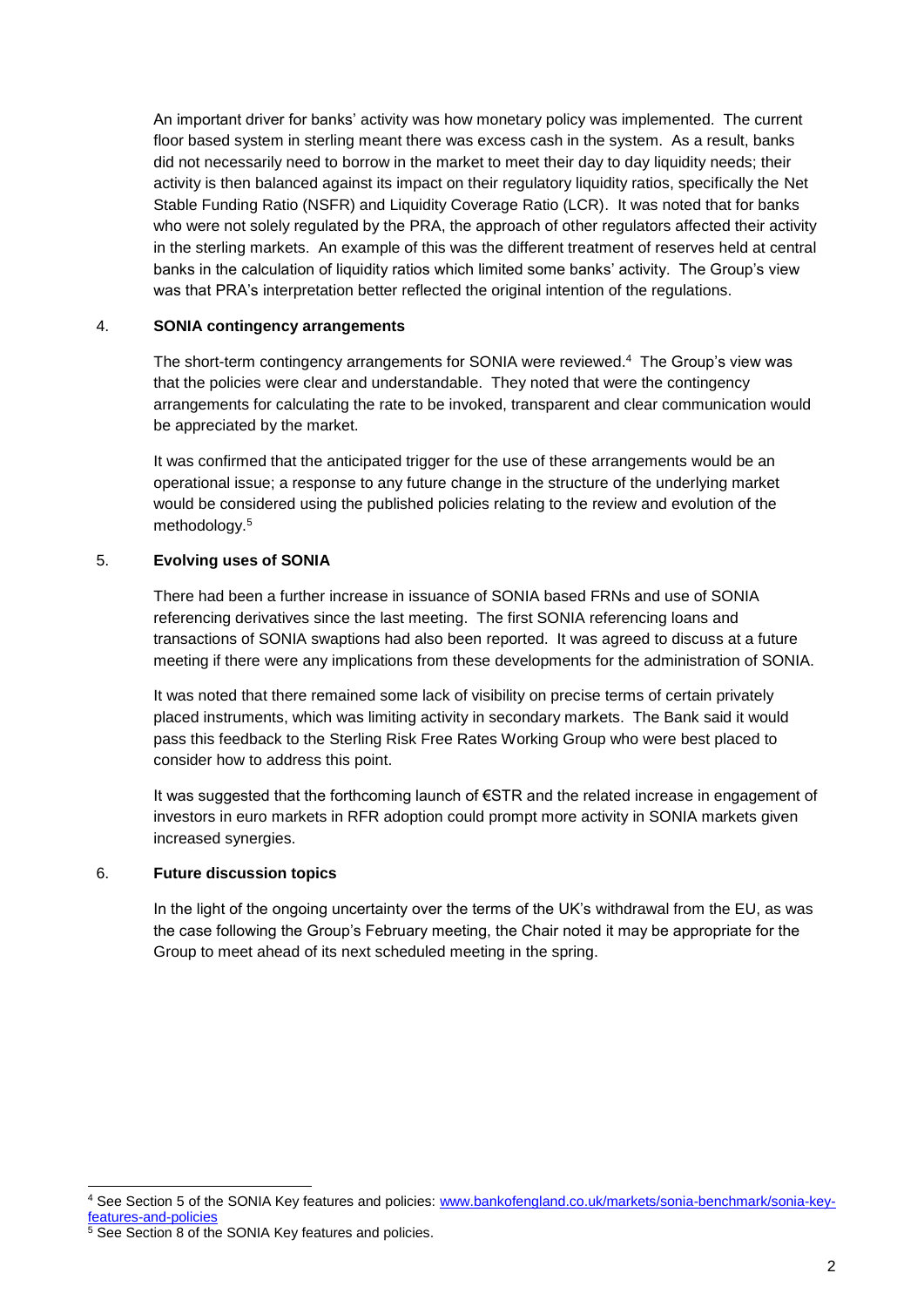An important driver for banks' activity was how monetary policy was implemented. The current floor based system in sterling meant there was excess cash in the system. As a result, banks did not necessarily need to borrow in the market to meet their day to day liquidity needs; their activity is then balanced against its impact on their regulatory liquidity ratios, specifically the Net Stable Funding Ratio (NSFR) and Liquidity Coverage Ratio (LCR). It was noted that for banks who were not solely regulated by the PRA, the approach of other regulators affected their activity in the sterling markets. An example of this was the different treatment of reserves held at central banks in the calculation of liquidity ratios which limited some banks' activity. The Group's view was that PRA's interpretation better reflected the original intention of the regulations.

## 4. SONIA contingency arrangements

The short-term contingency arrangements for SONIA were reviewed.[4] The Group's view was that the policies were clear and understandable. They noted that were the contingency arrangements for calculating the rate to be invoked, transparent and clear communication would be appreciated by the market.

It was confirmed that the anticipated trigger for the use of these arrangements would be an operational issue; a response to any future change in the structure of the underlying market would be considered using the published policies relating to the review and evolution of the methodology.[5]

## 5. Evolving uses of SONIA

There had been a further increase in issuance of SONIA based FRNs and use of SONIA referencing derivatives since the last meeting. The first SONIA referencing loans and transactions of SONIA swaptions had also been reported. It was agreed to discuss at a future meeting if there were any implications from these developments for the administration of SONIA.

It was noted that there remained some lack of visibility on precise terms of certain privately placed instruments, which was limiting activity in secondary markets. The Bank said it would pass this feedback to the Sterling Risk Free Rates Working Group who were best placed to consider how to address this point.

It was suggested that the forthcoming launch of €STR and the related increase in engagement of investors in euro markets in RFR adoption could prompt more activity in SONIA markets given increased synergies.

## 6. Future discussion topics

In the light of the ongoing uncertainty over the terms of the UK's withdrawal from the EU, as was the case following the Group's February meeting, the Chair noted it may be appropriate for the Group to meet ahead of its next scheduled meeting in the spring.

---

[4] See Section 5 of the SONIA Key features and policies: [www.bankofengland.co.uk/markets/sonia-benchmark/sonia-key-features-and-policies](www.bankofengland.co.uk/markets/sonia-benchmark/sonia-key-features-and-policies)

[5] See Section 8 of the SONIA Key features and policies.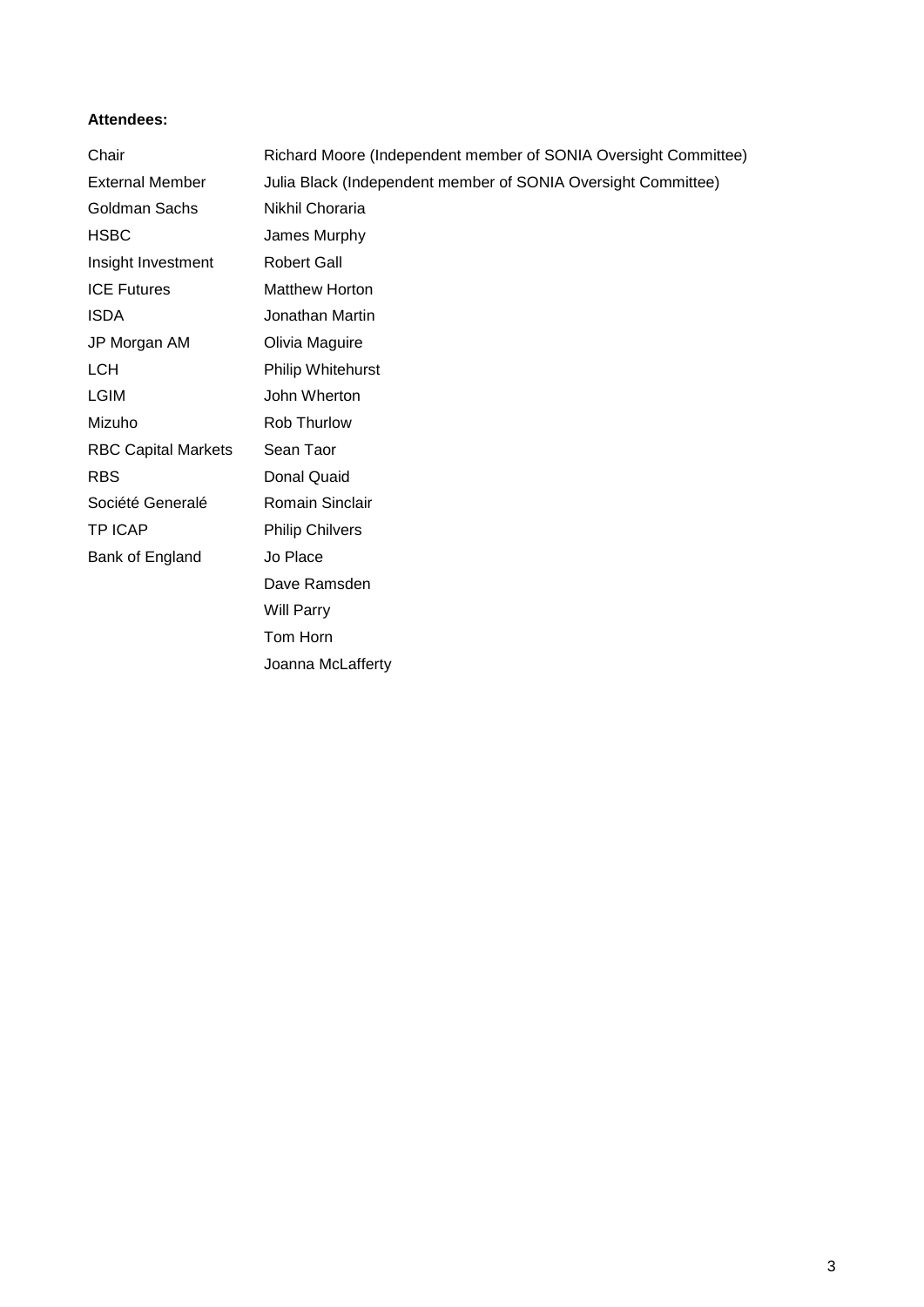**Attendees:**

| | |
|---|---|
| Chair | Richard Moore (Independent member of SONIA Oversight Committee) |
| External Member | Julia Black (Independent member of SONIA Oversight Committee) |
| Goldman Sachs | Nikhil Choraria |
| HSBC | James Murphy |
| Insight Investment | Robert Gall |
| ICE Futures | Matthew Horton |
| ISDA | Jonathan Martin |
| JP Morgan AM | Olivia Maguire |
| LCH | Philip Whitehurst |
| LGIM | John Wherton |
| Mizuho | Rob Thurlow |
| RBC Capital Markets | Sean Taor |
| RBS | Donal Quaid |
| Société Generalé | Romain Sinclair |
| TP ICAP | Philip Chilvers |
| Bank of England | Jo Place |
| | Dave Ramsden |
| | Will Parry |
| | Tom Horn |
| | Joanna McLafferty |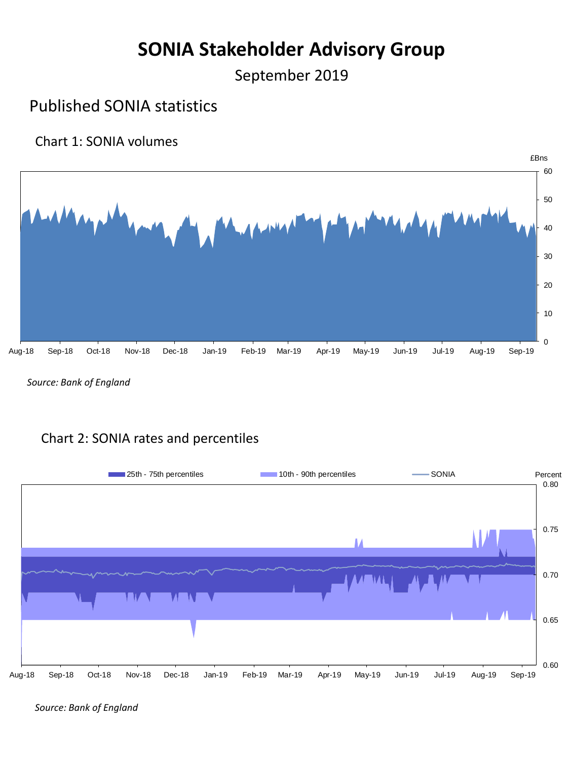# SONIA Stakeholder Advisory Group

September 2019

## Published SONIA statistics

### Chart 1: SONIA volumes

£Bns

*Source: Bank of England*

### Chart 2: SONIA rates and percentiles

25th - 75th percentiles | 10th - 90th percentiles | SONIA

Percent

*Source: Bank of England*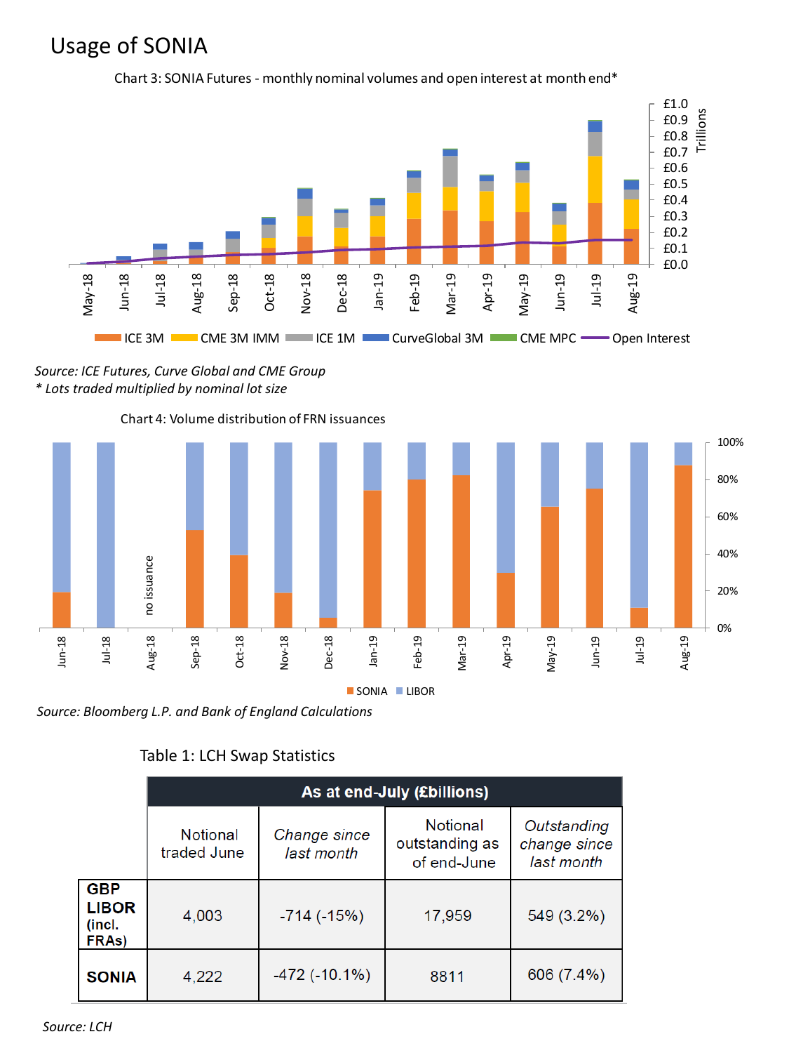# Usage of SONIA

Chart 3: SONIA Futures - monthly nominal volumes and open interest at month end*

*Source: ICE Futures, Curve Global and CME Group*
*\* Lots traded multiplied by nominal lot size*

Chart 4: Volume distribution of FRN issuances

*Source: Bloomberg L.P. and Bank of England Calculations*

Table 1: LCH Swap Statistics

| | As at end-July (£billions) | | | |
|---|---|---|---|---|
| | Notional traded June | *Change since last month* | Notional outstanding as of end-June | *Outstanding change since last month* |
| **GBP LIBOR (incl. FRAs)** | 4,003 | -714 (-15%) | 17,959 | 549 (3.2%) |
| **SONIA** | 4,222 | -472 (-10.1%) | 8811 | 606 (7.4%) |

*Source: LCH*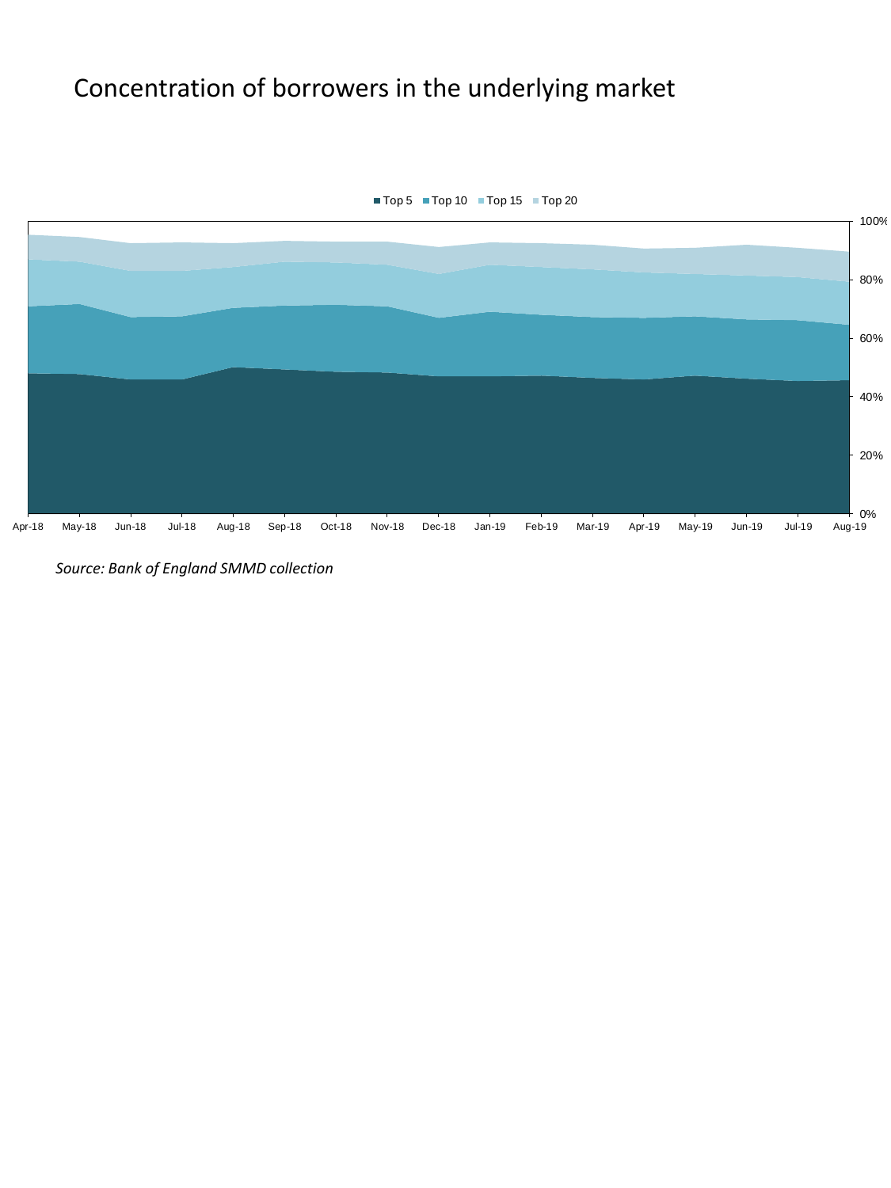# Concentration of borrowers in the underlying market

Top 5 Top 10 Top 15 Top 20

100%
80%
60%
40%
20%
0%

Apr-18 May-18 Jun-18 Jul-18 Aug-18 Sep-18 Oct-18 Nov-18 Dec-18 Jan-19 Feb-19 Mar-19 Apr-19 May-19 Jun-19 Jul-19 Aug-19

*Source: Bank of England SMMD collection*